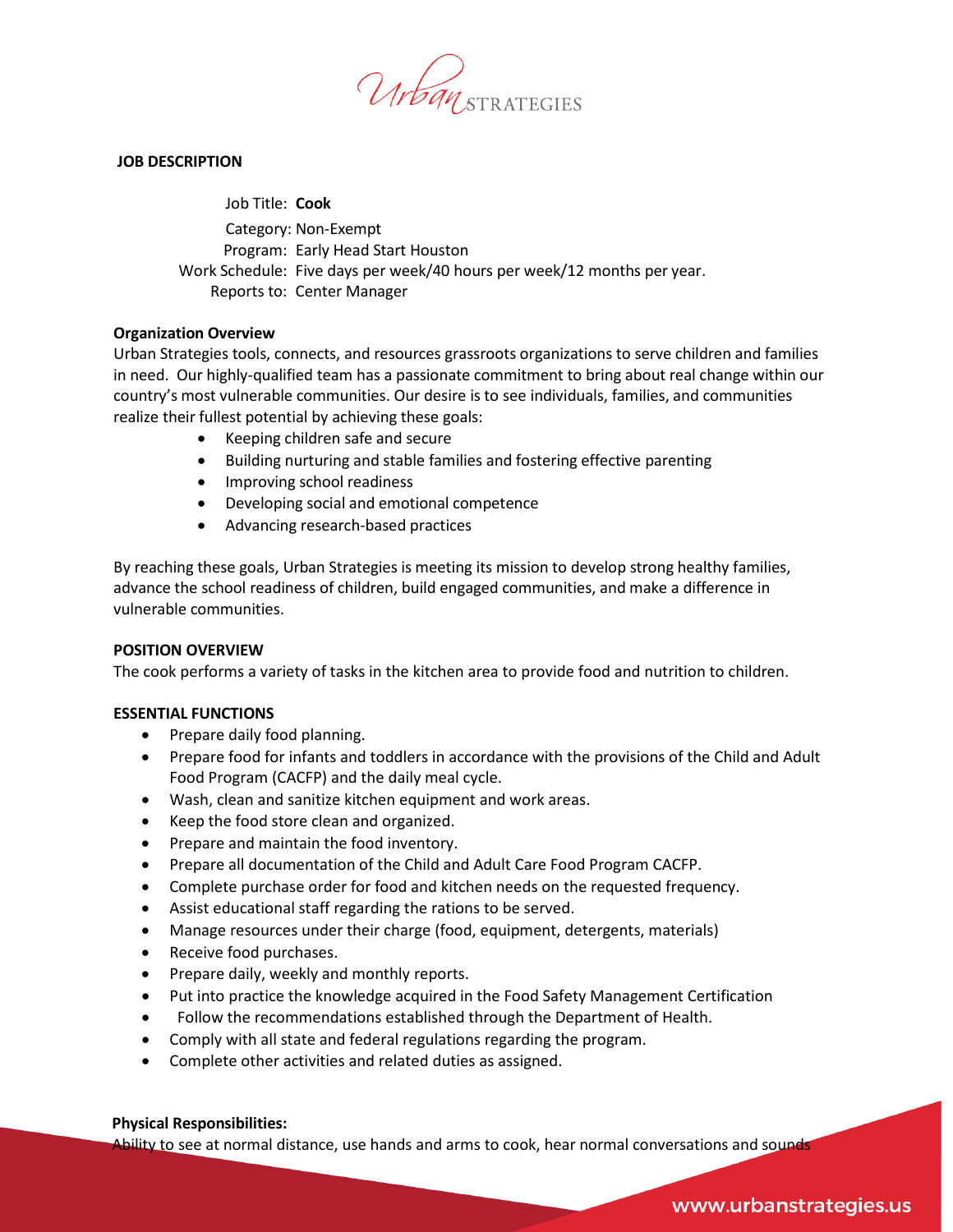## JOB DESCRIPTION

Job Title: **Cook**

Category: Non-Exempt

Program: Early Head Start Houston

Work Schedule: Five days per week/40 hours per week/12 months per year.

Reports to: Center Manager

**Organization Overview**

Urban Strategies tools, connects, and resources grassroots organizations to serve children and families in need. Our highly-qualified team has a passionate commitment to bring about real change within our country's most vulnerable communities. Our desire is to see individuals, families, and communities realize their fullest potential by achieving these goals:

- Keeping children safe and secure
- Building nurturing and stable families and fostering effective parenting
- Improving school readiness
- Developing social and emotional competence
- Advancing research-based practices

By reaching these goals, Urban Strategies is meeting its mission to develop strong healthy families, advance the school readiness of children, build engaged communities, and make a difference in vulnerable communities.

**POSITION OVERVIEW**

The cook performs a variety of tasks in the kitchen area to provide food and nutrition to children.

**ESSENTIAL FUNCTIONS**

- Prepare daily food planning.
- Prepare food for infants and toddlers in accordance with the provisions of the Child and Adult Food Program (CACFP) and the daily meal cycle.
- Wash, clean and sanitize kitchen equipment and work areas.
- Keep the food store clean and organized.
- Prepare and maintain the food inventory.
- Prepare all documentation of the Child and Adult Care Food Program CACFP.
- Complete purchase order for food and kitchen needs on the requested frequency.
- Assist educational staff regarding the rations to be served.
- Manage resources under their charge (food, equipment, detergents, materials)
- Receive food purchases.
- Prepare daily, weekly and monthly reports.
- Put into practice the knowledge acquired in the Food Safety Management Certification
- Follow the recommendations established through the Department of Health.
- Comply with all state and federal regulations regarding the program.
- Complete other activities and related duties as assigned.

**Physical Responsibilities:**

Ability to see at normal distance, use hands and arms to cook, hear normal conversations and sounds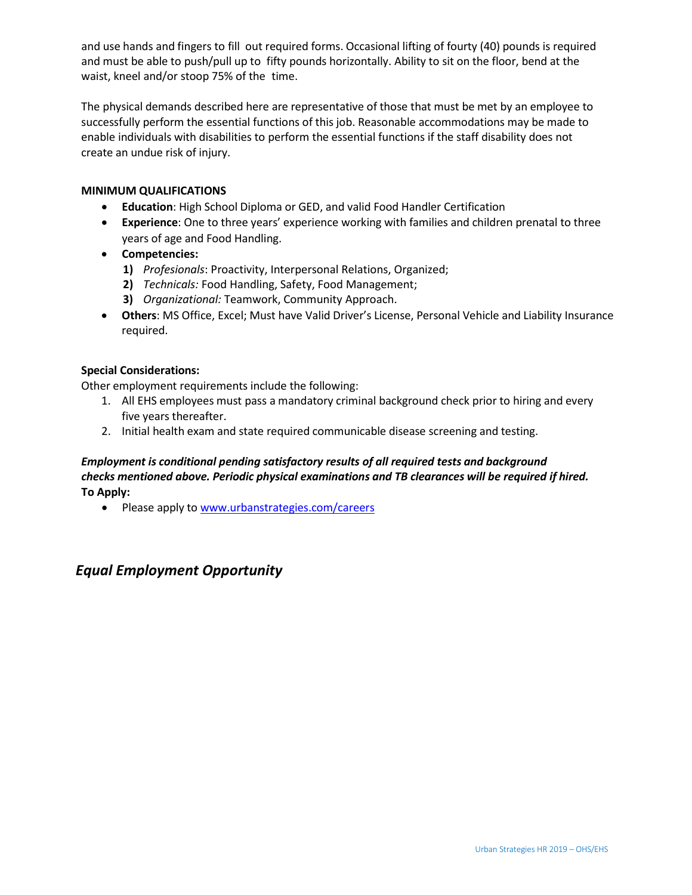and use hands and fingers to fill out required forms. Occasional lifting of fourty (40) pounds is required and must be able to push/pull up to fifty pounds horizontally. Ability to sit on the floor, bend at the waist, kneel and/or stoop 75% of the time.

The physical demands described here are representative of those that must be met by an employee to successfully perform the essential functions of this job. Reasonable accommodations may be made to enable individuals with disabilities to perform the essential functions if the staff disability does not create an undue risk of injury.

**MINIMUM QUALIFICATIONS**

- **Education**: High School Diploma or GED, and valid Food Handler Certification
- **Experience**: One to three years' experience working with families and children prenatal to three years of age and Food Handling.
- **Competencies:**
  1) *Profesionals*: Proactivity, Interpersonal Relations, Organized;
  2) *Technicals:* Food Handling, Safety, Food Management;
  3) *Organizational:* Teamwork, Community Approach.
- **Others**: MS Office, Excel; Must have Valid Driver's License, Personal Vehicle and Liability Insurance required.

**Special Considerations:**

Other employment requirements include the following:

1. All EHS employees must pass a mandatory criminal background check prior to hiring and every five years thereafter.
2. Initial health exam and state required communicable disease screening and testing.

***Employment is conditional pending satisfactory results of all required tests and background checks mentioned above. Periodic physical examinations and TB clearances will be required if hired.***

**To Apply:**

- Please apply to www.urbanstrategies.com/careers

## *Equal Employment Opportunity*